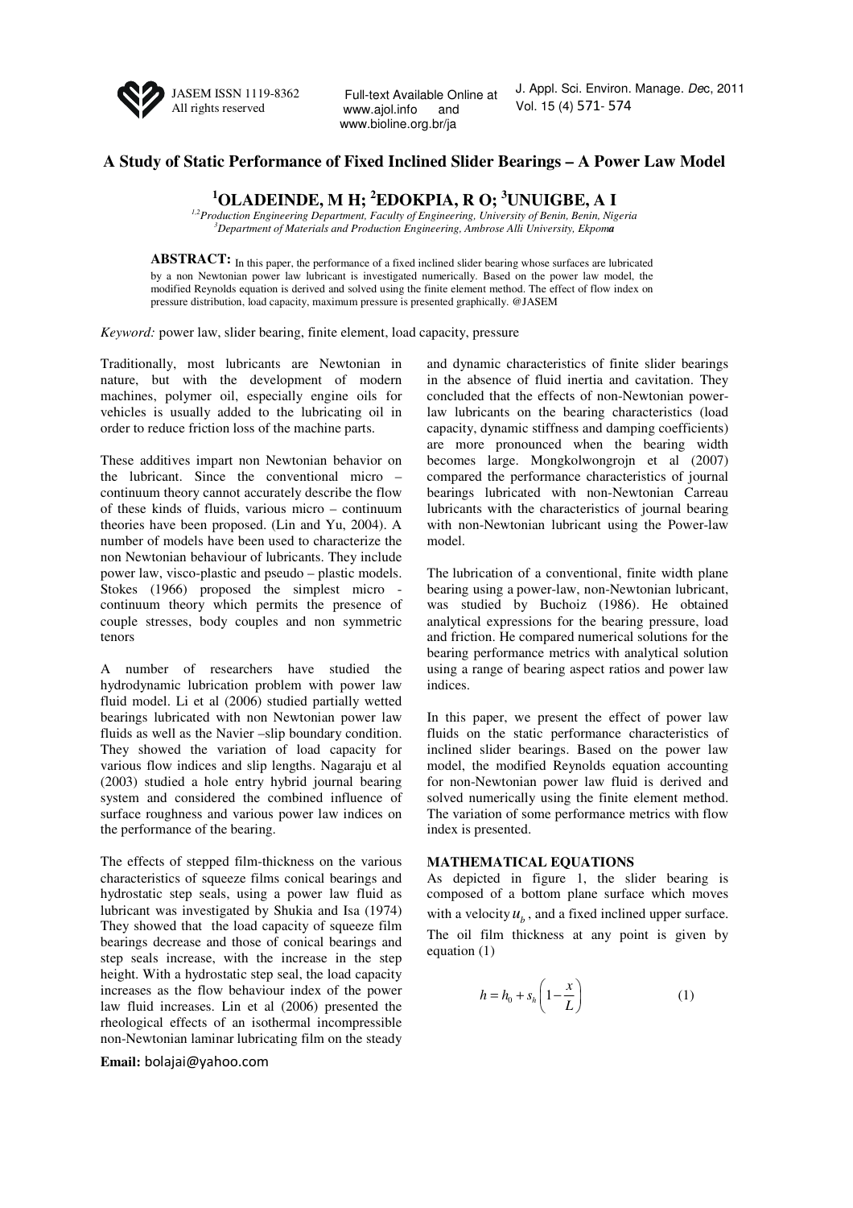JASEM ISSN 1119-8362
All rights reserved

Full-text Available Online at www.ajol.info and www.bioline.org.br/ja

J. Appl. Sci. Environ. Manage. Dec, 2011
Vol. 15 (4) 571- 574

# A Study of Static Performance of Fixed Inclined Slider Bearings – A Power Law Model

## [1]OLADEINDE, M H; [2]EDOKPIA, R O; [3]UNUIGBE, A I

*[1,2]Production Engineering Department, Faculty of Engineering, University of Benin, Benin, Nigeria*
*[3]Department of Materials and Production Engineering, Ambrose Alli University, Ekpoma*

**ABSTRACT:** In this paper, the performance of a fixed inclined slider bearing whose surfaces are lubricated by a non Newtonian power law lubricant is investigated numerically. Based on the power law model, the modified Reynolds equation is derived and solved using the finite element method. The effect of flow index on pressure distribution, load capacity, maximum pressure is presented graphically. @JASEM

*Keyword:* power law, slider bearing, finite element, load capacity, pressure

Traditionally, most lubricants are Newtonian in nature, but with the development of modern machines, polymer oil, especially engine oils for vehicles is usually added to the lubricating oil in order to reduce friction loss of the machine parts.

These additives impart non Newtonian behavior on the lubricant. Since the conventional micro – continuum theory cannot accurately describe the flow of these kinds of fluids, various micro – continuum theories have been proposed. (Lin and Yu, 2004). A number of models have been used to characterize the non Newtonian behaviour of lubricants. They include power law, visco-plastic and pseudo – plastic models. Stokes (1966) proposed the simplest micro - continuum theory which permits the presence of couple stresses, body couples and non symmetric tenors

A number of researchers have studied the hydrodynamic lubrication problem with power law fluid model. Li et al (2006) studied partially wetted bearings lubricated with non Newtonian power law fluids as well as the Navier –slip boundary condition. They showed the variation of load capacity for various flow indices and slip lengths. Nagaraju et al (2003) studied a hole entry hybrid journal bearing system and considered the combined influence of surface roughness and various power law indices on the performance of the bearing.

The effects of stepped film-thickness on the various characteristics of squeeze films conical bearings and hydrostatic step seals, using a power law fluid as lubricant was investigated by Shukia and Isa (1974) They showed that the load capacity of squeeze film bearings decrease and those of conical bearings and step seals increase, with the increase in the step height. With a hydrostatic step seal, the load capacity increases as the flow behaviour index of the power law fluid increases. Lin et al (2006) presented the rheological effects of an isothermal incompressible non-Newtonian laminar lubricating film on the steady and dynamic characteristics of finite slider bearings in the absence of fluid inertia and cavitation. They concluded that the effects of non-Newtonian power-law lubricants on the bearing characteristics (load capacity, dynamic stiffness and damping coefficients) are more pronounced when the bearing width becomes large. Mongkolwongrojn et al (2007) compared the performance characteristics of journal bearings lubricated with non-Newtonian Carreau lubricants with the characteristics of journal bearing with non-Newtonian lubricant using the Power-law model.

The lubrication of a conventional, finite width plane bearing using a power-law, non-Newtonian lubricant, was studied by Buchoiz (1986). He obtained analytical expressions for the bearing pressure, load and friction. He compared numerical solutions for the bearing performance metrics with analytical solution using a range of bearing aspect ratios and power law indices.

In this paper, we present the effect of power law fluids on the static performance characteristics of inclined slider bearings. Based on the power law model, the modified Reynolds equation accounting for non-Newtonian power law fluid is derived and solved numerically using the finite element method. The variation of some performance metrics with flow index is presented.

### MATHEMATICAL EQUATIONS

As depicted in figure 1, the slider bearing is composed of a bottom plane surface which moves with a velocity $u_b$, and a fixed inclined upper surface. The oil film thickness at any point is given by equation (1)

$$h = h_0 + s_h\left(1 - \frac{x}{L}\right) \qquad (1)$$

**Email:** bolajai@yahoo.com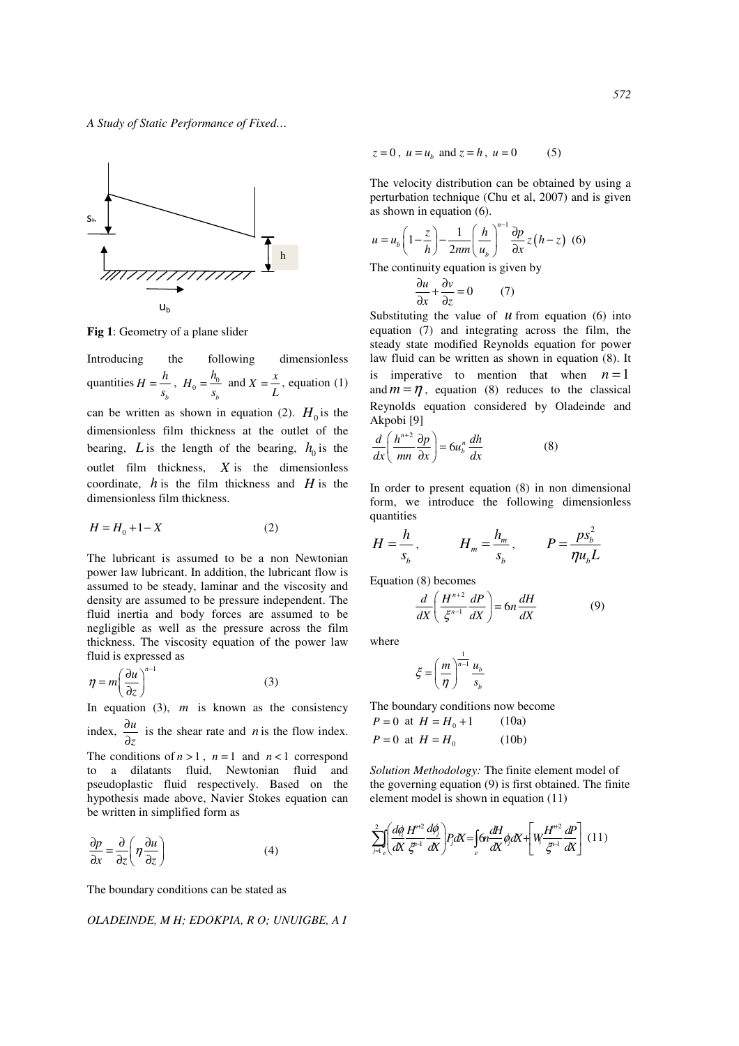Fig 1: Geometry of a plane slider

Introducing the following dimensionless quantities $H = \frac{h}{s_b}$, $H_0 = \frac{h_0}{s_b}$ and $X = \frac{x}{L}$, equation (1) can be written as shown in equation (2). $H_0$ is the dimensionless film thickness at the outlet of the bearing, $L$ is the length of the bearing, $h_0$ is the outlet film thickness, $X$ is the dimensionless coordinate, $h$ is the film thickness and $H$ is the dimensionless film thickness.

$$H = H_0 + 1 - X \qquad (2)$$

The lubricant is assumed to be a non Newtonian power law lubricant. In addition, the lubricant flow is assumed to be steady, laminar and the viscosity and density are assumed to be pressure independent. The fluid inertia and body forces are assumed to be negligible as well as the pressure across the film thickness. The viscosity equation of the power law fluid is expressed as

$$\eta = m\left(\frac{\partial u}{\partial z}\right)^{n-1} \qquad (3)$$

In equation (3), $m$ is known as the consistency index, $\frac{\partial u}{\partial z}$ is the shear rate and $n$ is the flow index. The conditions of $n > 1$, $n = 1$ and $n < 1$ correspond to a dilatants fluid, Newtonian fluid and pseudoplastic fluid respectively. Based on the hypothesis made above, Navier Stokes equation can be written in simplified form as

$$\frac{\partial p}{\partial x} = \frac{\partial}{\partial z}\left(\eta \frac{\partial u}{\partial z}\right) \qquad (4)$$

The boundary conditions can be stated as

$$z = 0,\ u = u_b \text{ and } z = h,\ u = 0 \qquad (5)$$

The velocity distribution can be obtained by using a perturbation technique (Chu et al, 2007) and is given as shown in equation (6).

$$u = u_b\left(1 - \frac{z}{h}\right) - \frac{1}{2nm}\left(\frac{h}{u_b}\right)^{n-1} \frac{\partial p}{\partial x} z\left(h - z\right) \qquad (6)$$

The continuity equation is given by

$$\frac{\partial u}{\partial x} + \frac{\partial v}{\partial z} = 0 \qquad (7)$$

Substituting the value of $u$ from equation (6) into equation (7) and integrating across the film, the steady state modified Reynolds equation for power law fluid can be written as shown in equation (8). It is imperative to mention that when $n = 1$ and $m = \eta$, equation (8) reduces to the classical Reynolds equation considered by Oladeinde and Akpobi [9]

$$\frac{d}{dx}\left(\frac{h^{n+2}}{mn}\frac{\partial p}{\partial x}\right) = 6u_b^n \frac{dh}{dx} \qquad (8)$$

In order to present equation (8) in non dimensional form, we introduce the following dimensionless quantities

$$H = \frac{h}{s_b}, \qquad H_m = \frac{h_m}{s_b}, \qquad P = \frac{p s_b^2}{\eta u_b L}$$

Equation (8) becomes

$$\frac{d}{dX}\left(\frac{H^{n+2}}{\xi^{n-1}}\frac{dP}{dX}\right) = 6n\frac{dH}{dX} \qquad (9)$$

where

$$\xi = \left(\frac{m}{\eta}\right)^{\frac{1}{n-1}} \frac{u_b}{s_b}$$

The boundary conditions now become

$P = 0$ at $H = H_0 + 1$ (10a)

$P = 0$ at $H = H_0$ (10b)

*Solution Methodology:* The finite element model of the governing equation (9) is first obtained. The finite element model is shown in equation (11)

$$\sum_{j=1}^{2}\int_e \left(\frac{d\phi_i}{dX}\frac{H^{n+2}}{\xi^{n-1}}\frac{d\phi_j}{dX}\right)P_j dX = \int_e 6n\frac{dH}{dX}\phi_i dX + \left[W_i \frac{H^{n+2}}{\xi^{n-1}}\frac{dP}{dX}\right] \qquad (11)$$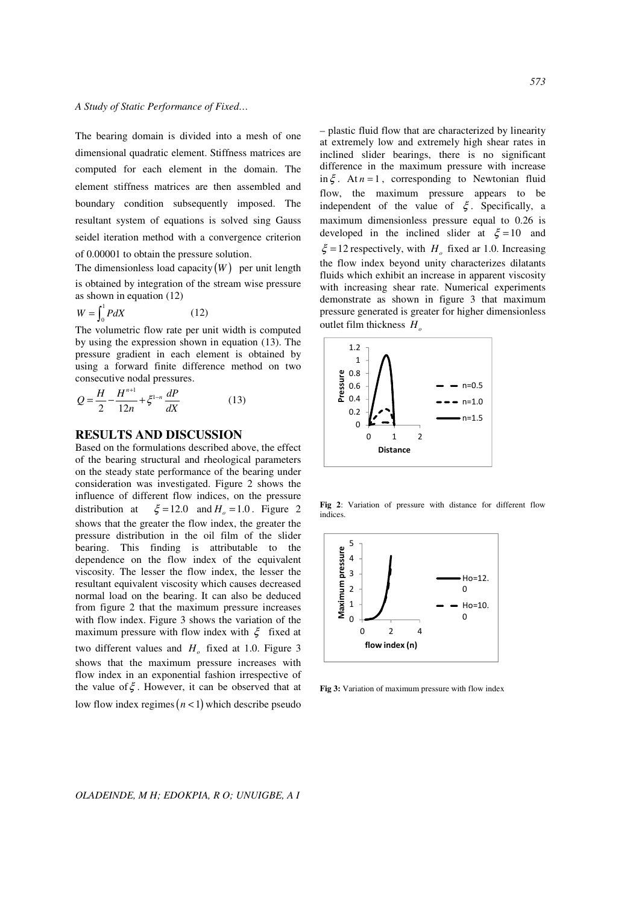The bearing domain is divided into a mesh of one dimensional quadratic element. Stiffness matrices are computed for each element in the domain. The element stiffness matrices are then assembled and boundary condition subsequently imposed. The resultant system of equations is solved sing Gauss seidel iteration method with a convergence criterion of 0.00001 to obtain the pressure solution.

The dimensionless load capacity $(W)$ per unit length is obtained by integration of the stream wise pressure as shown in equation (12)

$$W = \int_0^1 P dX \qquad (12)$$

The volumetric flow rate per unit width is computed by using the expression shown in equation (13). The pressure gradient in each element is obtained by using a forward finite difference method on two consecutive nodal pressures.

$$Q = \frac{H}{2} - \frac{H^{n+1}}{12n} + \xi^{1-n}\frac{dP}{dX} \qquad (13)$$

## RESULTS AND DISCUSSION

Based on the formulations described above, the effect of the bearing structural and rheological parameters on the steady state performance of the bearing under consideration was investigated. Figure 2 shows the influence of different flow indices, on the pressure distribution at $\xi = 12.0$ and $H_o = 1.0$. Figure 2 shows that the greater the flow index, the greater the pressure distribution in the oil film of the slider bearing. This finding is attributable to the dependence on the flow index of the equivalent viscosity. The lesser the flow index, the lesser the resultant equivalent viscosity which causes decreased normal load on the bearing. It can also be deduced from figure 2 that the maximum pressure increases with flow index. Figure 3 shows the variation of the maximum pressure with flow index with $\xi$ fixed at two different values and $H_o$ fixed at 1.0. Figure 3 shows that the maximum pressure increases with flow index in an exponential fashion irrespective of the value of $\xi$. However, it can be observed that at low flow index regimes $(n < 1)$ which describe pseudo – plastic fluid flow that are characterized by linearity at extremely low and extremely high shear rates in inclined slider bearings, there is no significant difference in the maximum pressure with increase in $\xi$. At $n = 1$, corresponding to Newtonian fluid flow, the maximum pressure appears to be independent of the value of $\xi$. Specifically, a maximum dimensionless pressure equal to 0.26 is developed in the inclined slider at $\xi = 10$ and $\xi = 12$ respectively, with $H_o$ fixed ar 1.0. Increasing the flow index beyond unity characterizes dilatants fluids which exhibit an increase in apparent viscosity with increasing shear rate. Numerical experiments demonstrate as shown in figure 3 that maximum pressure generated is greater for higher dimensionless outlet film thickness $H_o$

**Fig 2**: Variation of pressure with distance for different flow indices.

**Fig 3:** Variation of maximum pressure with flow index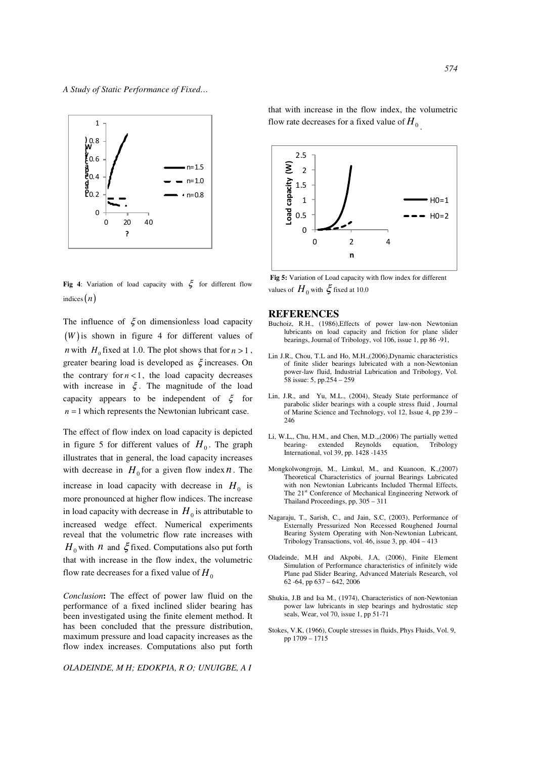1
0.8
0.6
0.4
0.2
0
0 20 40
?
Load capacity (W)
n=1.5
n=1.0
n=0.8

**Fig 4**: Variation of load capacity with $\xi$ for different flow indices $(n)$

The influence of $\xi$ on dimensionless load capacity $(W)$ is shown in figure 4 for different values of $n$ with $H_0$ fixed at 1.0. The plot shows that for $n > 1$, greater bearing load is developed as $\xi$ increases. On the contrary for $n < 1$, the load capacity decreases with increase in $\xi$. The magnitude of the load capacity appears to be independent of $\xi$ for $n = 1$ which represents the Newtonian lubricant case.

The effect of flow index on load capacity is depicted in figure 5 for different values of $H_0$. The graph illustrates that in general, the load capacity increases with decrease in $H_0$ for a given flow index $n$. The increase in load capacity with decrease in $H_0$ is more pronounced at higher flow indices. The increase in load capacity with decrease in $H_0$ is attributable to increased wedge effect. Numerical experiments reveal that the volumetric flow rate increases with $H_0$ with $n$ and $\xi$ fixed. Computations also put forth that with increase in the flow index, the volumetric flow rate decreases for a fixed value of $H_0$

*Conclusion***:** The effect of power law fluid on the performance of a fixed inclined slider bearing has been investigated using the finite element method. It has been concluded that the pressure distribution, maximum pressure and load capacity increases as the flow index increases. Computations also put forth that with increase in the flow index, the volumetric flow rate decreases for a fixed value of $H_0$.

2.5
2
1.5
1
0.5
0
0 2 4
n
Load capacity (W)
H0=1
H0=2

**Fig 5:** Variation of Load capacity with flow index for different values of $H_0$ with $\xi$ fixed at 10.0

## REFERENCES

Buchoiz, R.H., (1986),Effects of power law-non Newtonian lubricants on load capacity and friction for plane slider bearings, Journal of Tribology, vol 106, issue 1, pp 86 -91,

Lin J.R., Chou, T.L and Ho, M.H.,(2006),Dynamic characteristics of finite slider bearings lubricated with a non-Newtonian power-law fluid, Industrial Lubrication and Tribology, Vol. 58 issue: 5, pp.254 – 259

Lin, J.R., and Yu, M.L., (2004), Steady State performance of parabolic slider bearings with a couple stress fluid , Journal of Marine Science and Technology, vol 12, Issue 4, pp 239 – 246

Li, W.L,, Chu, H.M., and Chen, M.D.,,(2006) The partially wetted bearing- extended Reynolds equation, Tribology International, vol 39, pp. 1428 -1435

Mongkolwongrojn, M., Limkul, M., and Kuanoon, K.,(2007) Theoretical Characteristics of journal Bearings Lubricated with non Newtonian Lubricants Included Thermal Effects, The 21st Conference of Mechanical Engineering Network of Thailand Proceedings, pp, 305 – 311

Nagaraju, T., Sarish, C., and Jain, S.C, (2003), Performance of Externally Pressurized Non Recessed Roughened Journal Bearing System Operating with Non-Newtonian Lubricant, Tribology Transactions, vol. 46, issue 3, pp. 404 – 413

Oladeinde, M.H and Akpobi, J.A, (2006), Finite Element Simulation of Performance characteristics of infinitely wide Plane pad Slider Bearing, Advanced Materials Research, vol 62 -64, pp 637 – 642, 2006

Shukia, J.B and Isa M., (1974), Characteristics of non-Newtonian power law lubricants in step bearings and hydrostatic step seals, Wear, vol 70, issue 1, pp 51-71

Stokes, V.K, (1966), Couple stresses in fluids, Phys Fluids, Vol. 9, pp 1709 – 1715